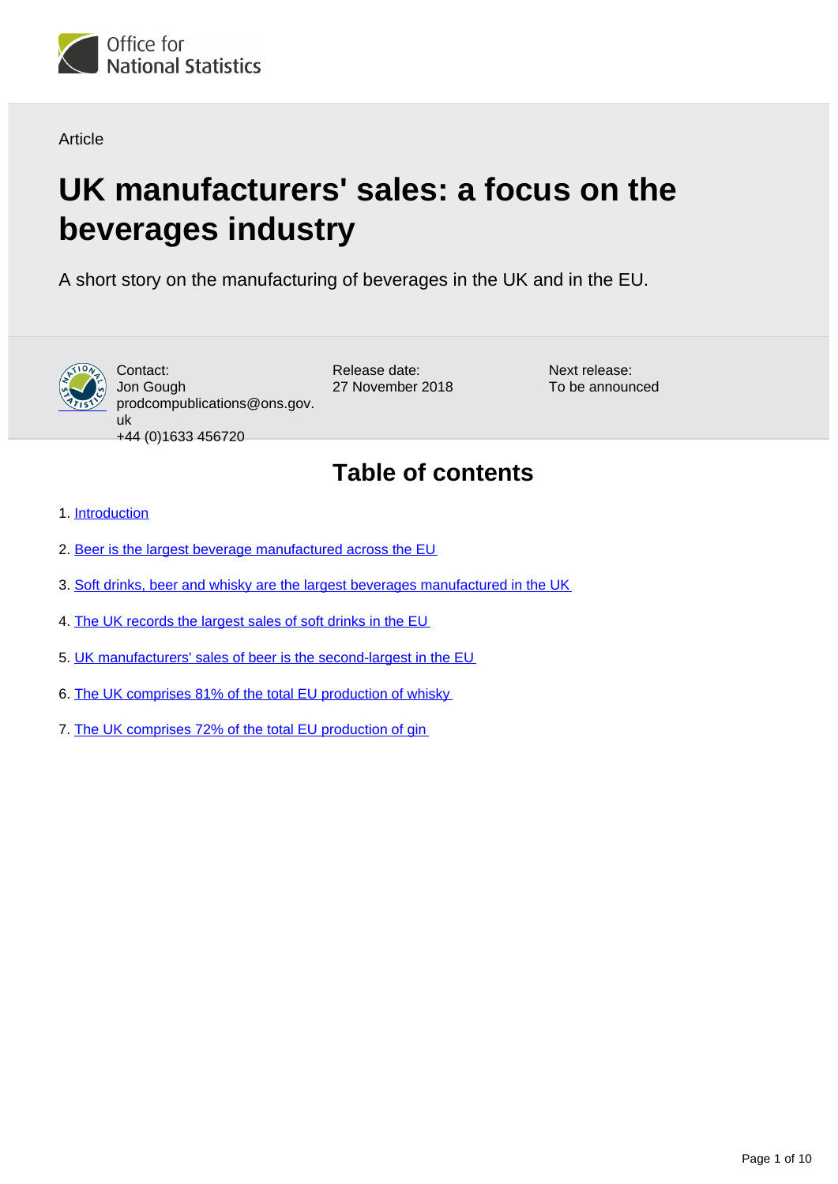Article

# UK manufacturers' sales: a focus on the beverages industry

A short story on the manufacturing of beverages in the UK and in the EU.

Contact:
Jon Gough
prodcompublications@ons.gov.uk
+44 (0)1633 456720

Release date:
27 November 2018

Next release:
To be announced

## Table of contents

1. Introduction
2. Beer is the largest beverage manufactured across the EU
3. Soft drinks, beer and whisky are the largest beverages manufactured in the UK
4. The UK records the largest sales of soft drinks in the EU
5. UK manufacturers' sales of beer is the second-largest in the EU
6. The UK comprises 81% of the total EU production of whisky
7. The UK comprises 72% of the total EU production of gin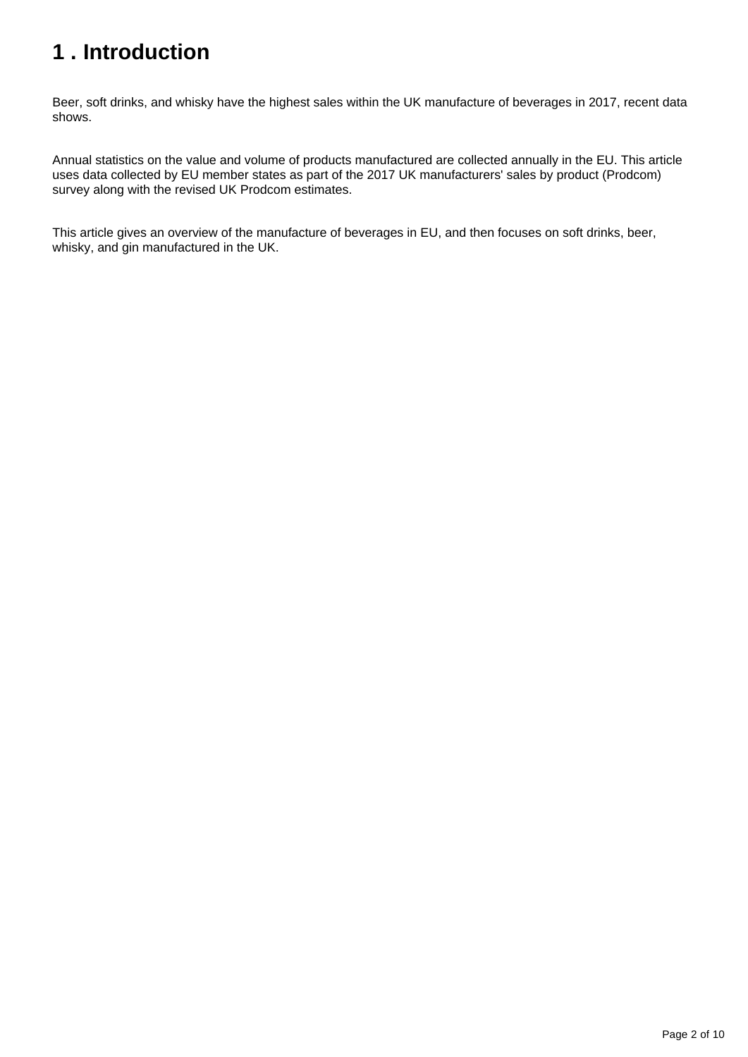# 1 . Introduction

Beer, soft drinks, and whisky have the highest sales within the UK manufacture of beverages in 2017, recent data shows.

Annual statistics on the value and volume of products manufactured are collected annually in the EU. This article uses data collected by EU member states as part of the 2017 UK manufacturers' sales by product (Prodcom) survey along with the revised UK Prodcom estimates.

This article gives an overview of the manufacture of beverages in EU, and then focuses on soft drinks, beer, whisky, and gin manufactured in the UK.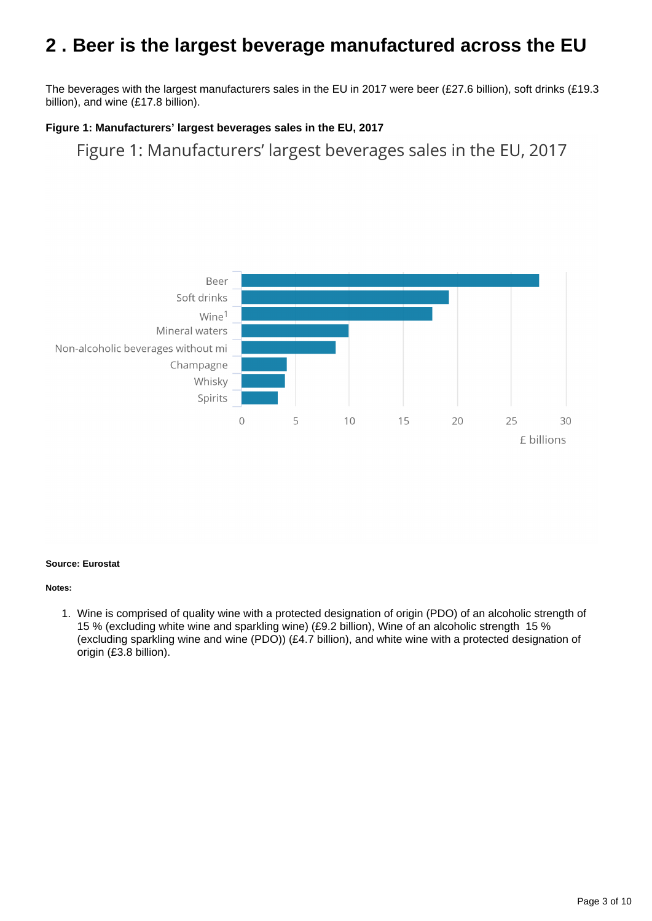## 2 . Beer is the largest beverage manufactured across the EU

The beverages with the largest manufacturers sales in the EU in 2017 were beer (£27.6 billion), soft drinks (£19.3 billion), and wine (£17.8 billion).

**Figure 1: Manufacturers' largest beverages sales in the EU, 2017**

Figure 1: Manufacturers' largest beverages sales in the EU, 2017

| Beverage | £ billions |
|---|---|
| Beer | 27.6 |
| Soft drinks | 19.3 |
| Wine[1] | 17.8 |
| Mineral waters | ~10 |
| Non-alcoholic beverages without mi | ~8.8 |
| Champagne | ~4.3 |
| Whisky | ~4.1 |
| Spirits | ~3.4 |

**Source: Eurostat**

**Notes:**

1. Wine is comprised of quality wine with a protected designation of origin (PDO) of an alcoholic strength of 15 % (excluding white wine and sparkling wine) (£9.2 billion), Wine of an alcoholic strength 15 % (excluding sparkling wine and wine (PDO)) (£4.7 billion), and white wine with a protected designation of origin (£3.8 billion).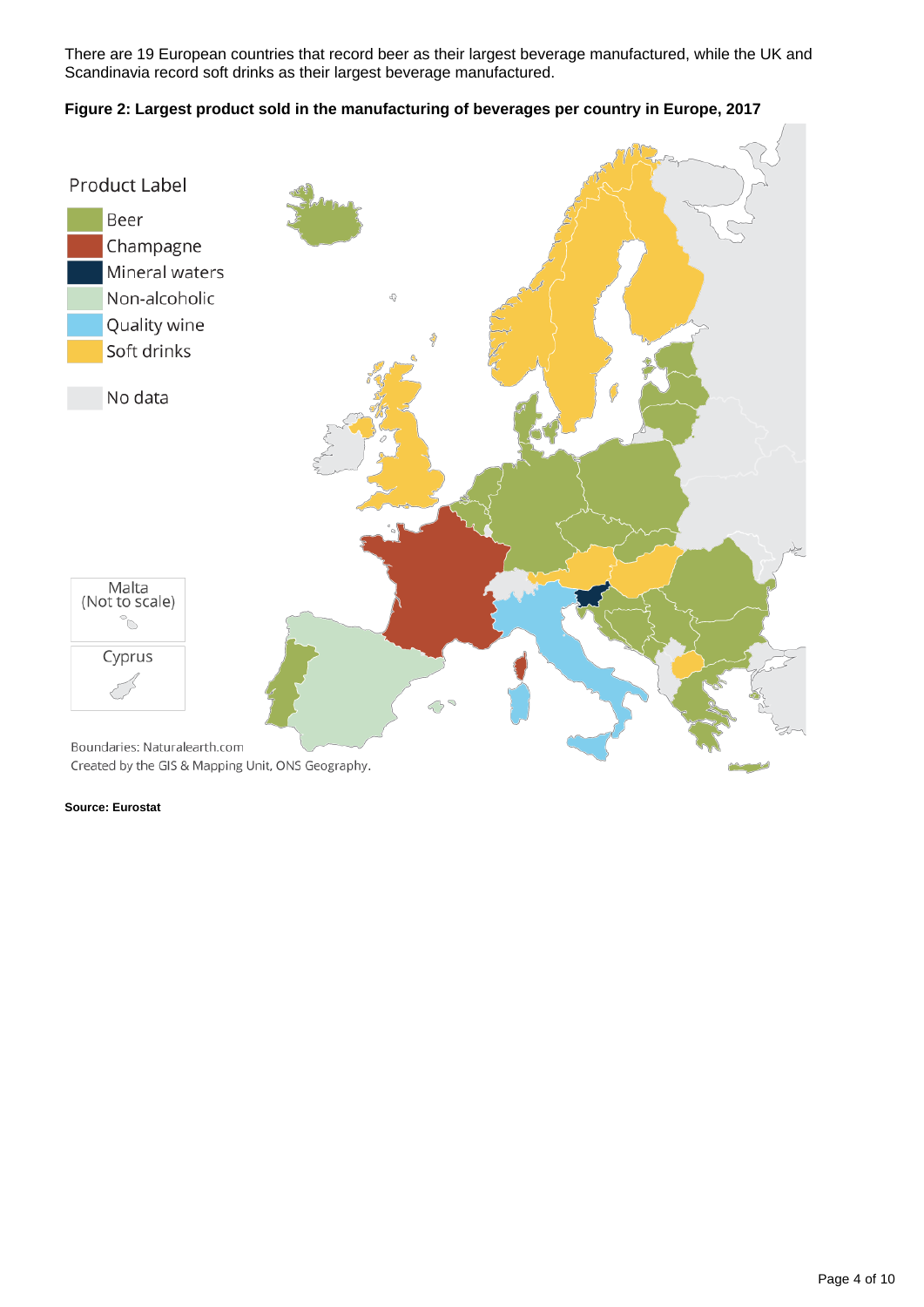There are 19 European countries that record beer as their largest beverage manufactured, while the UK and Scandinavia record soft drinks as their largest beverage manufactured.

**Figure 2: Largest product sold in the manufacturing of beverages per country in Europe, 2017**

Product Label

- Beer
- Champagne
- Mineral waters
- Non-alcoholic
- Quality wine
- Soft drinks

No data

Malta (Not to scale)

Cyprus

Boundaries: Naturalearth.com
Created by the GIS & Mapping Unit, ONS Geography.

**Source: Eurostat**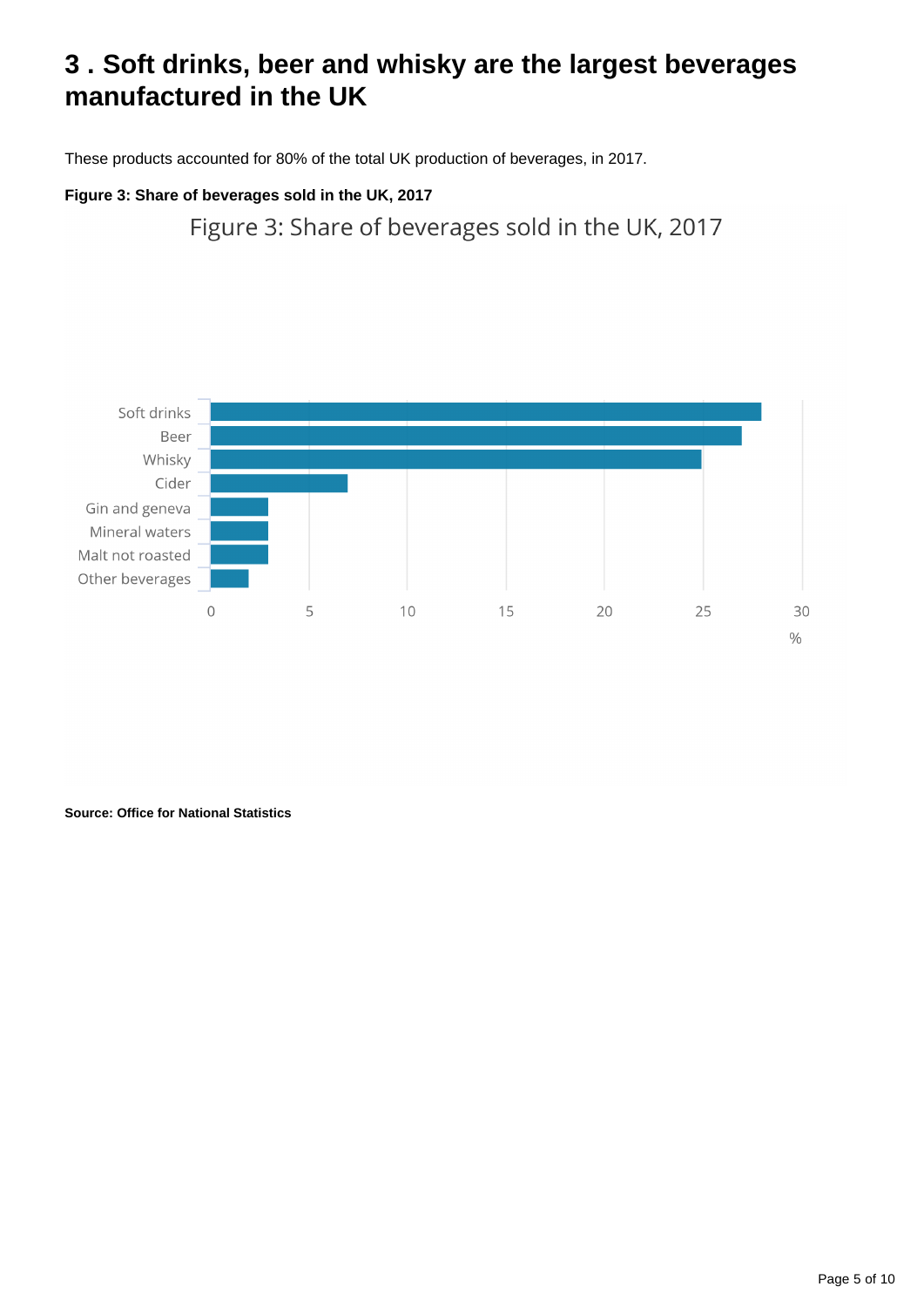## 3 . Soft drinks, beer and whisky are the largest beverages manufactured in the UK

These products accounted for 80% of the total UK production of beverages, in 2017.

**Figure 3: Share of beverages sold in the UK, 2017**

Figure 3: Share of beverages sold in the UK, 2017

| Beverage | % |
|---|---|
| Soft drinks | 28 |
| Beer | 27 |
| Whisky | 25 |
| Cider | 7 |
| Gin and geneva | 3 |
| Mineral waters | 3 |
| Malt not roasted | 3 |
| Other beverages | 2 |

**Source: Office for National Statistics**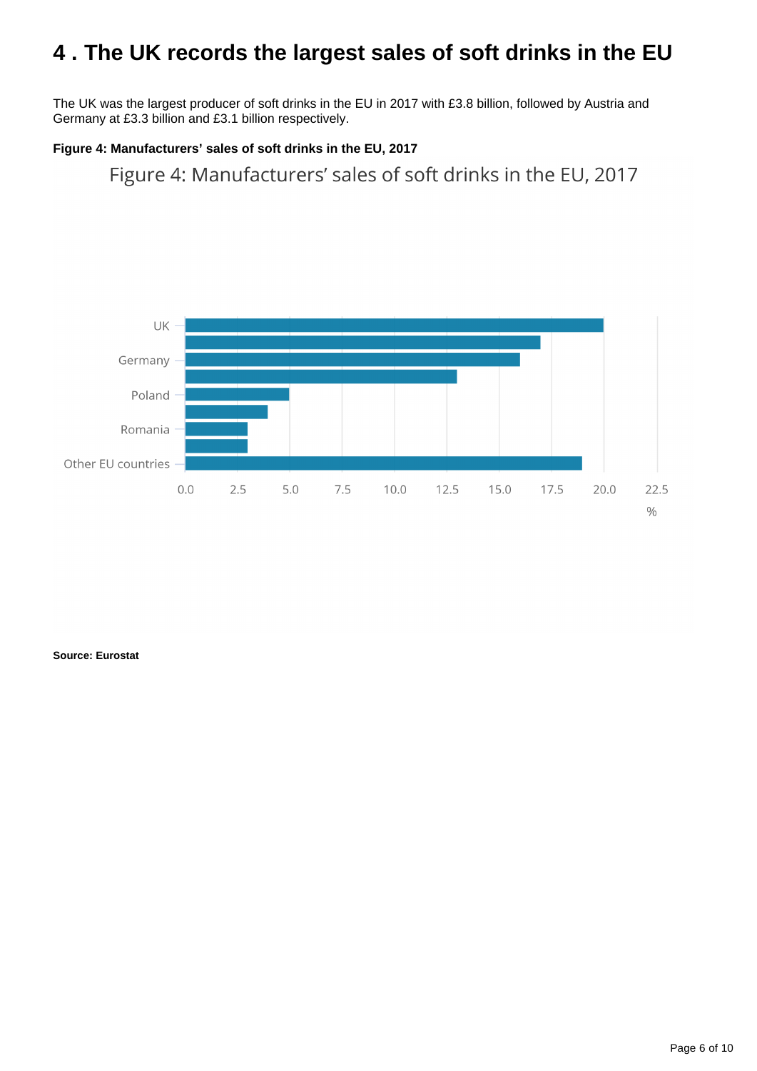# 4 . The UK records the largest sales of soft drinks in the EU

The UK was the largest producer of soft drinks in the EU in 2017 with £3.8 billion, followed by Austria and Germany at £3.3 billion and £3.1 billion respectively.

**Figure 4: Manufacturers' sales of soft drinks in the EU, 2017**

Figure 4: Manufacturers' sales of soft drinks in the EU, 2017

UK

Germany

Poland

Romania

Other EU countries

0.0 2.5 5.0 7.5 10.0 12.5 15.0 17.5 20.0 22.5

%

**Source: Eurostat**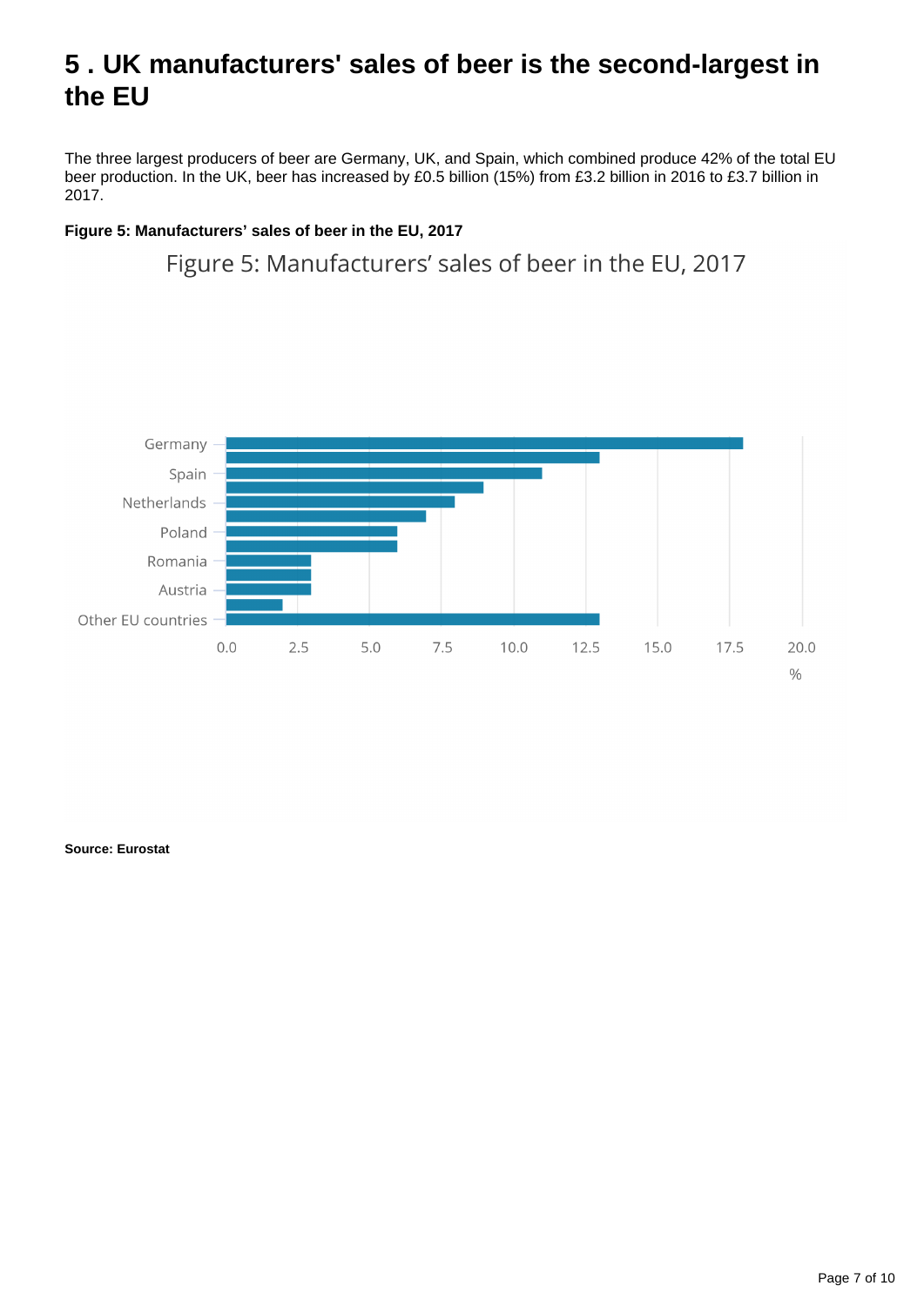# 5 . UK manufacturers' sales of beer is the second-largest in the EU

The three largest producers of beer are Germany, UK, and Spain, which combined produce 42% of the total EU beer production. In the UK, beer has increased by £0.5 billion (15%) from £3.2 billion in 2016 to £3.7 billion in 2017.

**Figure 5: Manufacturers' sales of beer in the EU, 2017**

Figure 5: Manufacturers' sales of beer in the EU, 2017

| Country | % |
|---|---|
| Germany | 18 |
| | 13 |
| Spain | 11 |
| | 9 |
| Netherlands | 8 |
| | 7 |
| Poland | 6 |
| | 6 |
| Romania | 3 |
| | 3 |
| Austria | 3 |
| | 2 |
| Other EU countries | 13 |

**Source: Eurostat**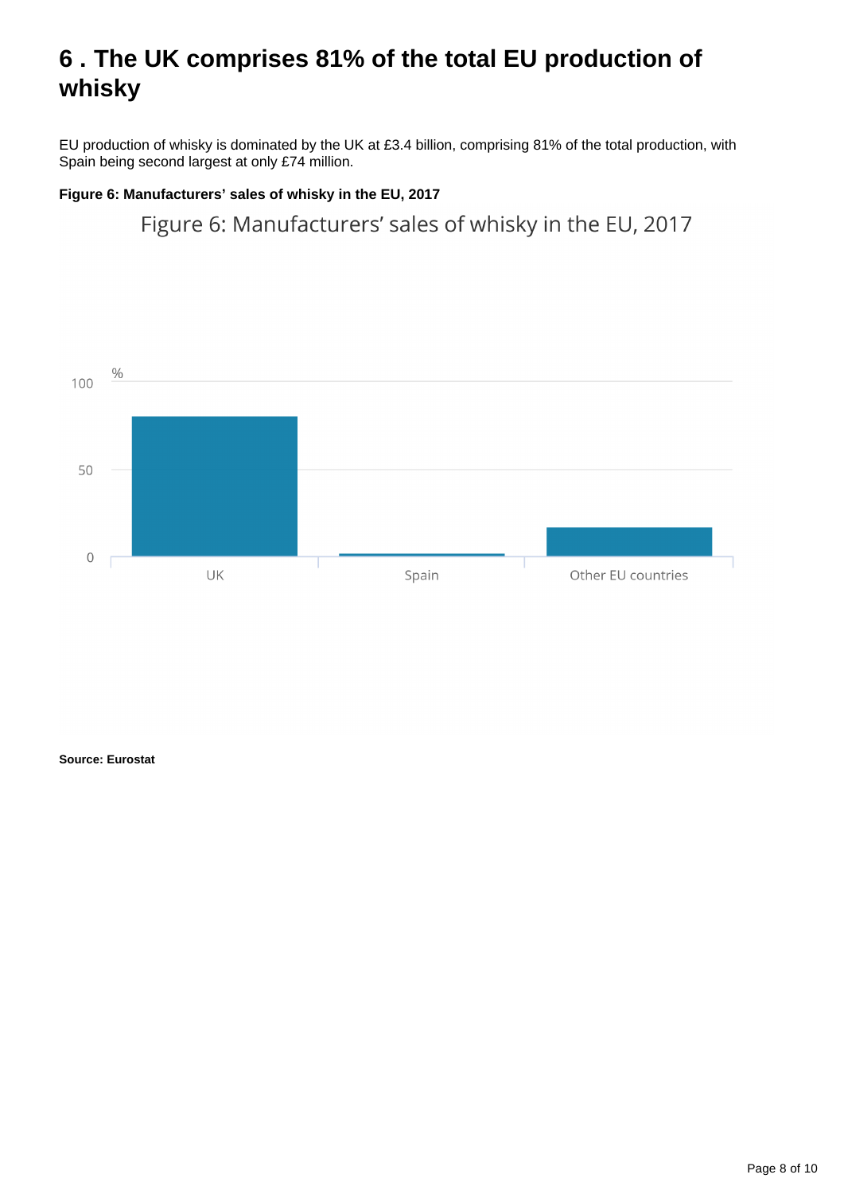# 6 . The UK comprises 81% of the total EU production of whisky

EU production of whisky is dominated by the UK at £3.4 billion, comprising 81% of the total production, with Spain being second largest at only £74 million.

**Figure 6: Manufacturers' sales of whisky in the EU, 2017**

Figure 6: Manufacturers' sales of whisky in the EU, 2017

**Source: Eurostat**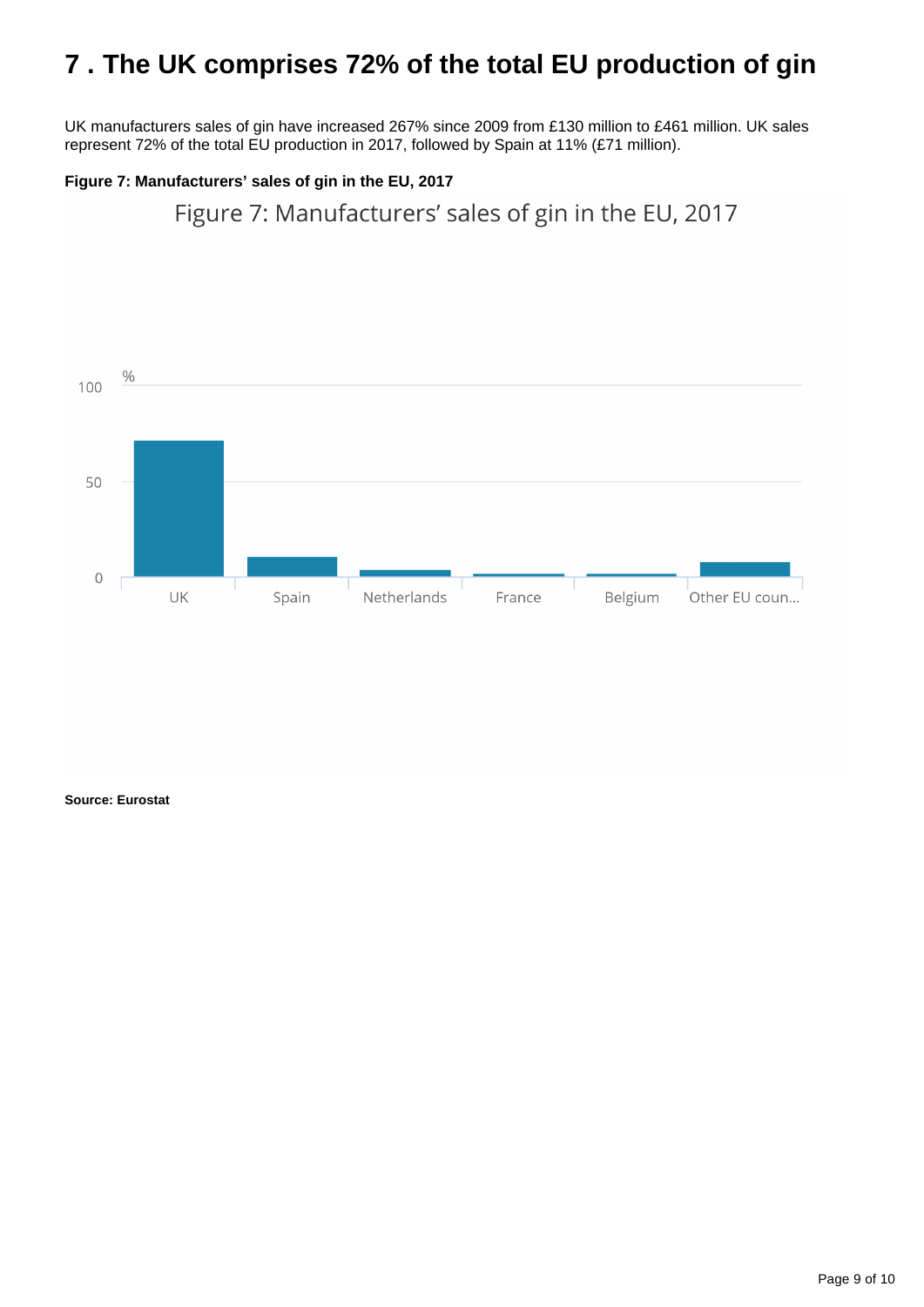# 7 . The UK comprises 72% of the total EU production of gin

UK manufacturers sales of gin have increased 267% since 2009 from £130 million to £461 million. UK sales represent 72% of the total EU production in 2017, followed by Spain at 11% (£71 million).

**Figure 7: Manufacturers' sales of gin in the EU, 2017**

**Source: Eurostat**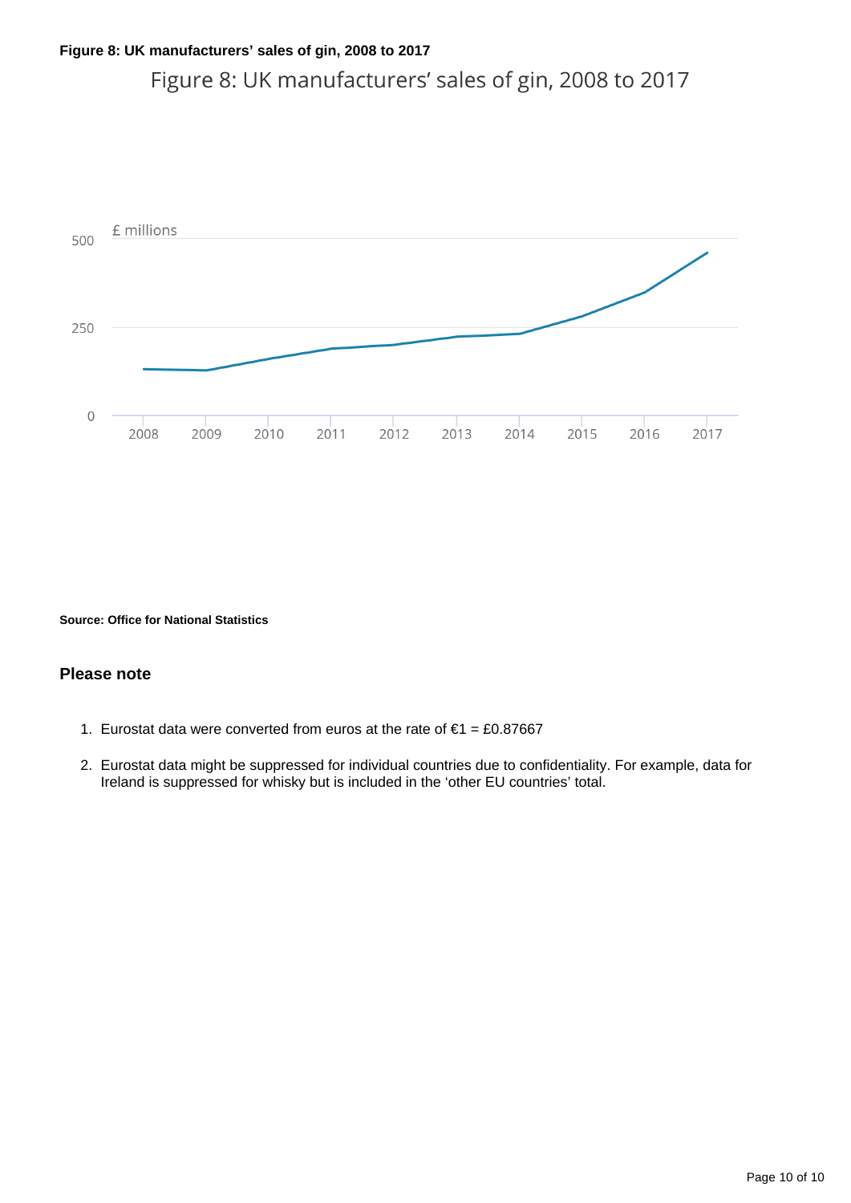**Figure 8: UK manufacturers' sales of gin, 2008 to 2017**

Figure 8: UK manufacturers' sales of gin, 2008 to 2017

£ millions

500

250

0

2008 2009 2010 2011 2012 2013 2014 2015 2016 2017

**Source: Office for National Statistics**

### Please note

1. Eurostat data were converted from euros at the rate of €1 = £0.87667
2. Eurostat data might be suppressed for individual countries due to confidentiality. For example, data for Ireland is suppressed for whisky but is included in the 'other EU countries' total.